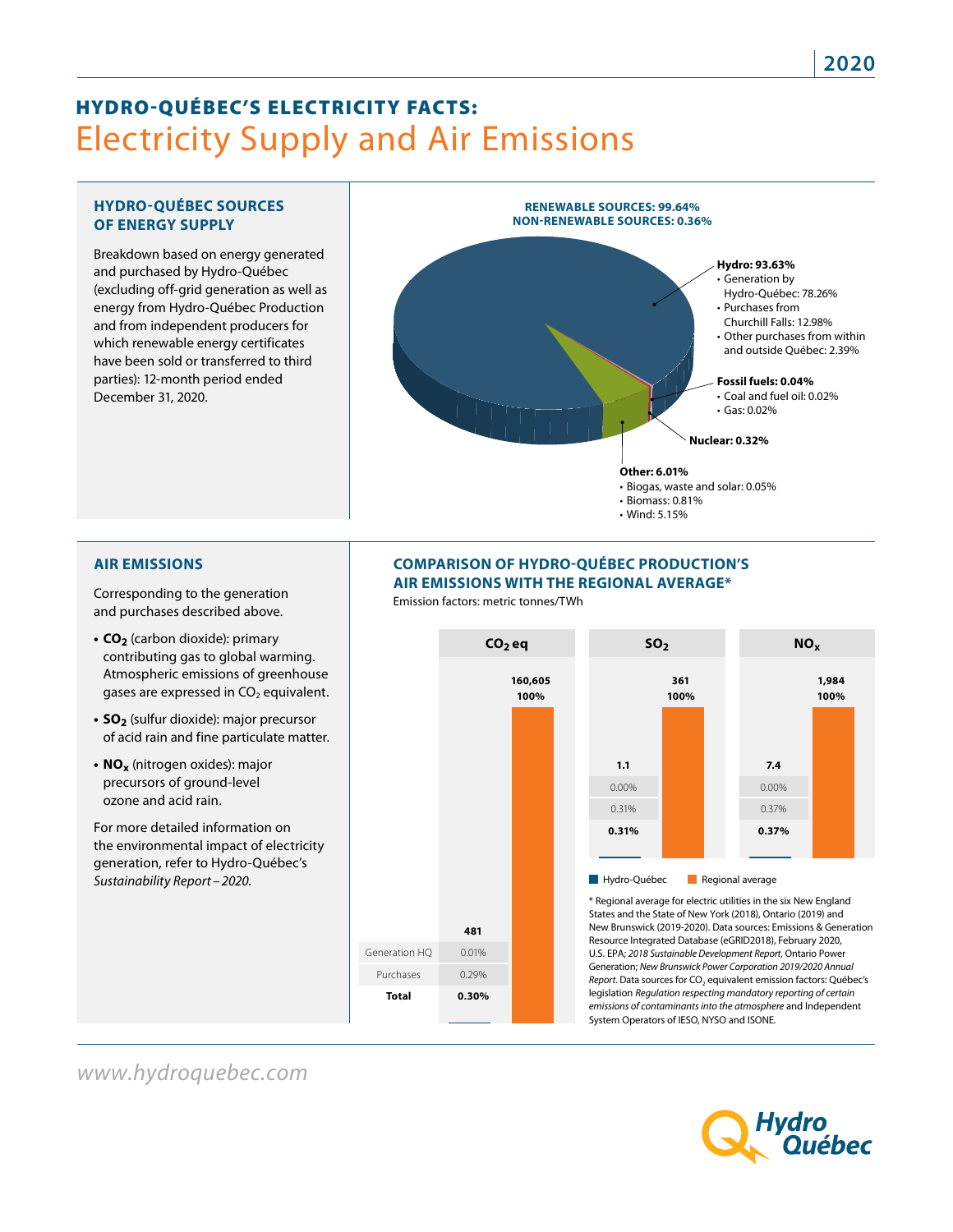# HYDRO-QUÉBEC'S ELECTRICITY FACTS: Electricity Supply and Air Emissions

2020

## HYDRO-QUÉBEC SOURCES OF ENERGY SUPPLY

Breakdown based on energy generated and purchased by Hydro-Québec (excluding off-grid generation as well as energy from Hydro-Québec Production and from independent producers for which renewable energy certificates have been sold or transferred to third parties): 12-month period ended December 31, 2020.

**RENEWABLE SOURCES: 99.64%**
**NON-RENEWABLE SOURCES: 0.36%**

**Hydro: 93.63%**
- Generation by Hydro-Québec: 78.26%
- Purchases from Churchill Falls: 12.98%
- Other purchases from within and outside Québec: 2.39%

**Fossil fuels: 0.04%**
- Coal and fuel oil: 0.02%
- Gas: 0.02%

**Nuclear: 0.32%**

**Other: 6.01%**
- Biogas, waste and solar: 0.05%
- Biomass: 0.81%
- Wind: 5.15%

## AIR EMISSIONS

Corresponding to the generation and purchases described above.

- **$CO_2$** (carbon dioxide): primary contributing gas to global warming. Atmospheric emissions of greenhouse gases are expressed in $CO_2$ equivalent.
- **$SO_2$** (sulfur dioxide): major precursor of acid rain and fine particulate matter.
- **$NO_x$** (nitrogen oxides): major precursors of ground-level ozone and acid rain.

For more detailed information on the environmental impact of electricity generation, refer to Hydro-Québec's *Sustainability Report – 2020.*

## COMPARISON OF HYDRO-QUÉBEC PRODUCTION'S AIR EMISSIONS WITH THE REGIONAL AVERAGE*

Emission factors: metric tonnes/TWh

| | $CO_2$ eq – Hydro-Québec | $CO_2$ eq – Regional average | $SO_2$ – Hydro-Québec | $SO_2$ – Regional average | $NO_x$ – Hydro-Québec | $NO_x$ – Regional average |
|---|---|---|---|---|---|---|
| Emission factor | 481 | 160,605 | 1.1 | 361 | 7.4 | 1,984 |
| Generation HQ | 0.01% | | 0.00% | | 0.00% | |
| Purchases | 0.29% | | 0.31% | | 0.37% | |
| **Total** | **0.30%** | **100%** | **0.31%** | **100%** | **0.37%** | **100%** |

\* Regional average for electric utilities in the six New England States and the State of New York (2018), Ontario (2019) and New Brunswick (2019-2020). Data sources: Emissions & Generation Resource Integrated Database (eGRID2018), February 2020, U.S. EPA; *2018 Sustainable Development Report*, Ontario Power Generation; *New Brunswick Power Corporation 2019/2020 Annual Report*. Data sources for $CO_2$ equivalent emission factors: Québec's legislation *Regulation respecting mandatory reporting of certain emissions of contaminants into the atmosphere* and Independent System Operators of IESO, NYSO and ISONE.

*www.hydroquebec.com*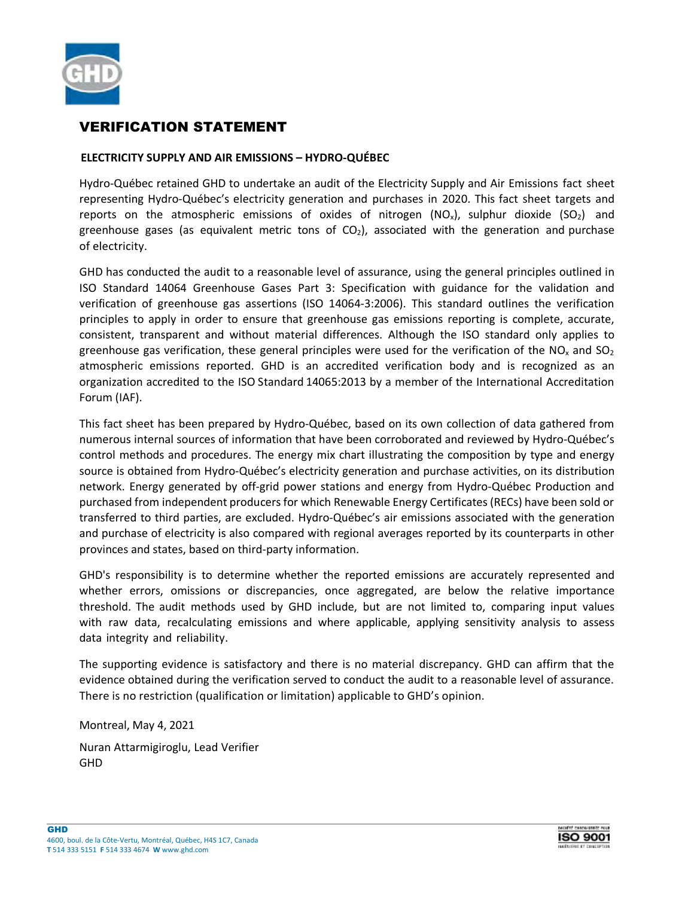# VERIFICATION STATEMENT

**ELECTRICITY SUPPLY AND AIR EMISSIONS – HYDRO-QUÉBEC**

Hydro-Québec retained GHD to undertake an audit of the Electricity Supply and Air Emissions fact sheet representing Hydro-Québec's electricity generation and purchases in 2020. This fact sheet targets and reports on the atmospheric emissions of oxides of nitrogen ($NO_x$), sulphur dioxide ($SO_2$) and greenhouse gases (as equivalent metric tons of $CO_2$), associated with the generation and purchase of electricity.

GHD has conducted the audit to a reasonable level of assurance, using the general principles outlined in ISO Standard 14064 Greenhouse Gases Part 3: Specification with guidance for the validation and verification of greenhouse gas assertions (ISO 14064-3:2006). This standard outlines the verification principles to apply in order to ensure that greenhouse gas emissions reporting is complete, accurate, consistent, transparent and without material differences. Although the ISO standard only applies to greenhouse gas verification, these general principles were used for the verification of the $NO_x$ and $SO_2$ atmospheric emissions reported. GHD is an accredited verification body and is recognized as an organization accredited to the ISO Standard 14065:2013 by a member of the International Accreditation Forum (IAF).

This fact sheet has been prepared by Hydro-Québec, based on its own collection of data gathered from numerous internal sources of information that have been corroborated and reviewed by Hydro-Québec's control methods and procedures. The energy mix chart illustrating the composition by type and energy source is obtained from Hydro-Québec's electricity generation and purchase activities, on its distribution network. Energy generated by off-grid power stations and energy from Hydro-Québec Production and purchased from independent producers for which Renewable Energy Certificates (RECs) have been sold or transferred to third parties, are excluded. Hydro-Québec's air emissions associated with the generation and purchase of electricity is also compared with regional averages reported by its counterparts in other provinces and states, based on third-party information.

GHD's responsibility is to determine whether the reported emissions are accurately represented and whether errors, omissions or discrepancies, once aggregated, are below the relative importance threshold. The audit methods used by GHD include, but are not limited to, comparing input values with raw data, recalculating emissions and where applicable, applying sensitivity analysis to assess data integrity and reliability.

The supporting evidence is satisfactory and there is no material discrepancy. GHD can affirm that the evidence obtained during the verification served to conduct the audit to a reasonable level of assurance. There is no restriction (qualification or limitation) applicable to GHD's opinion.

Montreal, May 4, 2021

Nuran Attarmigiroglu, Lead Verifier
GHD

**GHD**
4600, boul. de la Côte-Vertu, Montréal, Québec, H4S 1C7, Canada
**T** 514 333 5151 **F** 514 333 4674 **W** www.ghd.com